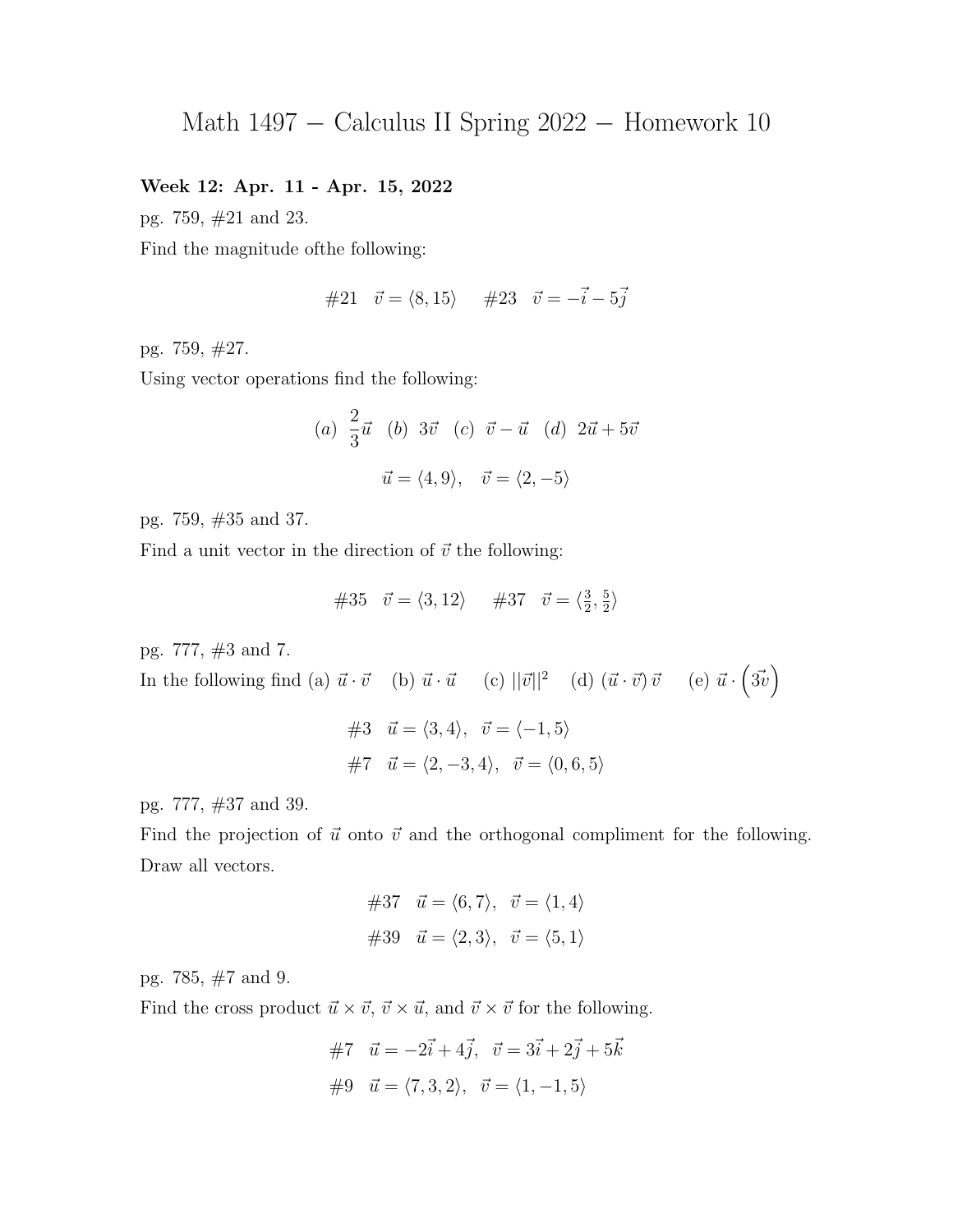# Math 1497 − Calculus II Spring 2022 − Homework 10

**Week 12: Apr. 11 - Apr. 15, 2022**

pg. 759, #21 and 23.

Find the magnitude ofthe following:

$$\#21 \quad \vec{v} = \langle 8, 15 \rangle \qquad \#23 \quad \vec{v} = -\vec{i} - 5\vec{j}$$

pg. 759, #27.

Using vector operations find the following:

$$(a)\ \frac{2}{3}\vec{u} \quad (b)\ 3\vec{v} \quad (c)\ \vec{v} - \vec{u} \quad (d)\ 2\vec{u} + 5\vec{v}$$

$$\vec{u} = \langle 4, 9 \rangle, \quad \vec{v} = \langle 2, -5 \rangle$$

pg. 759, #35 and 37.

Find a unit vector in the direction of $\vec{v}$ the following:

$$\#35 \quad \vec{v} = \langle 3, 12 \rangle \qquad \#37 \quad \vec{v} = \langle \tfrac{3}{2}, \tfrac{5}{2} \rangle$$

pg. 777, #3 and 7.

In the following find (a) $\vec{u} \cdot \vec{v}$ (b) $\vec{u} \cdot \vec{u}$ (c) $||\vec{v}||^2$ (d) $(\vec{u} \cdot \vec{v})\,\vec{v}$ (e) $\vec{u} \cdot \left(3\vec{v}\right)$

$$\#3 \quad \vec{u} = \langle 3, 4 \rangle, \quad \vec{v} = \langle -1, 5 \rangle$$

$$\#7 \quad \vec{u} = \langle 2, -3, 4 \rangle, \quad \vec{v} = \langle 0, 6, 5 \rangle$$

pg. 777, #37 and 39.

Find the projection of $\vec{u}$ onto $\vec{v}$ and the orthogonal compliment for the following. Draw all vectors.

$$\#37 \quad \vec{u} = \langle 6, 7 \rangle, \quad \vec{v} = \langle 1, 4 \rangle$$

$$\#39 \quad \vec{u} = \langle 2, 3 \rangle, \quad \vec{v} = \langle 5, 1 \rangle$$

pg. 785, #7 and 9.

Find the cross product $\vec{u} \times \vec{v}$, $\vec{v} \times \vec{u}$, and $\vec{v} \times \vec{v}$ for the following.

$$\#7 \quad \vec{u} = -2\vec{i} + 4\vec{j}, \quad \vec{v} = 3\vec{i} + 2\vec{j} + 5\vec{k}$$

$$\#9 \quad \vec{u} = \langle 7, 3, 2 \rangle, \quad \vec{v} = \langle 1, -1, 5 \rangle$$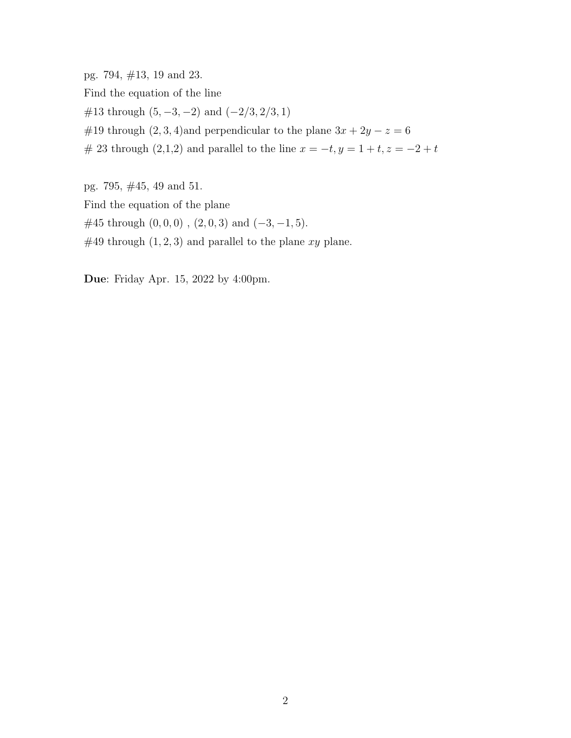pg. 794, #13, 19 and 23.

Find the equation of the line

#13 through $(5, -3, -2)$ and $(-2/3, 2/3, 1)$

#19 through $(2, 3, 4)$and perpendicular to the plane $3x + 2y - z = 6$

# 23 through (2,1,2) and parallel to the line $x = -t, y = 1 + t, z = -2 + t$

pg. 795, #45, 49 and 51.

Find the equation of the plane

#45 through $(0, 0, 0)$ , $(2, 0, 3)$ and $(-3, -1, 5)$.

#49 through $(1, 2, 3)$ and parallel to the plane $xy$ plane.

**Due**: Friday Apr. 15, 2022 by 4:00pm.